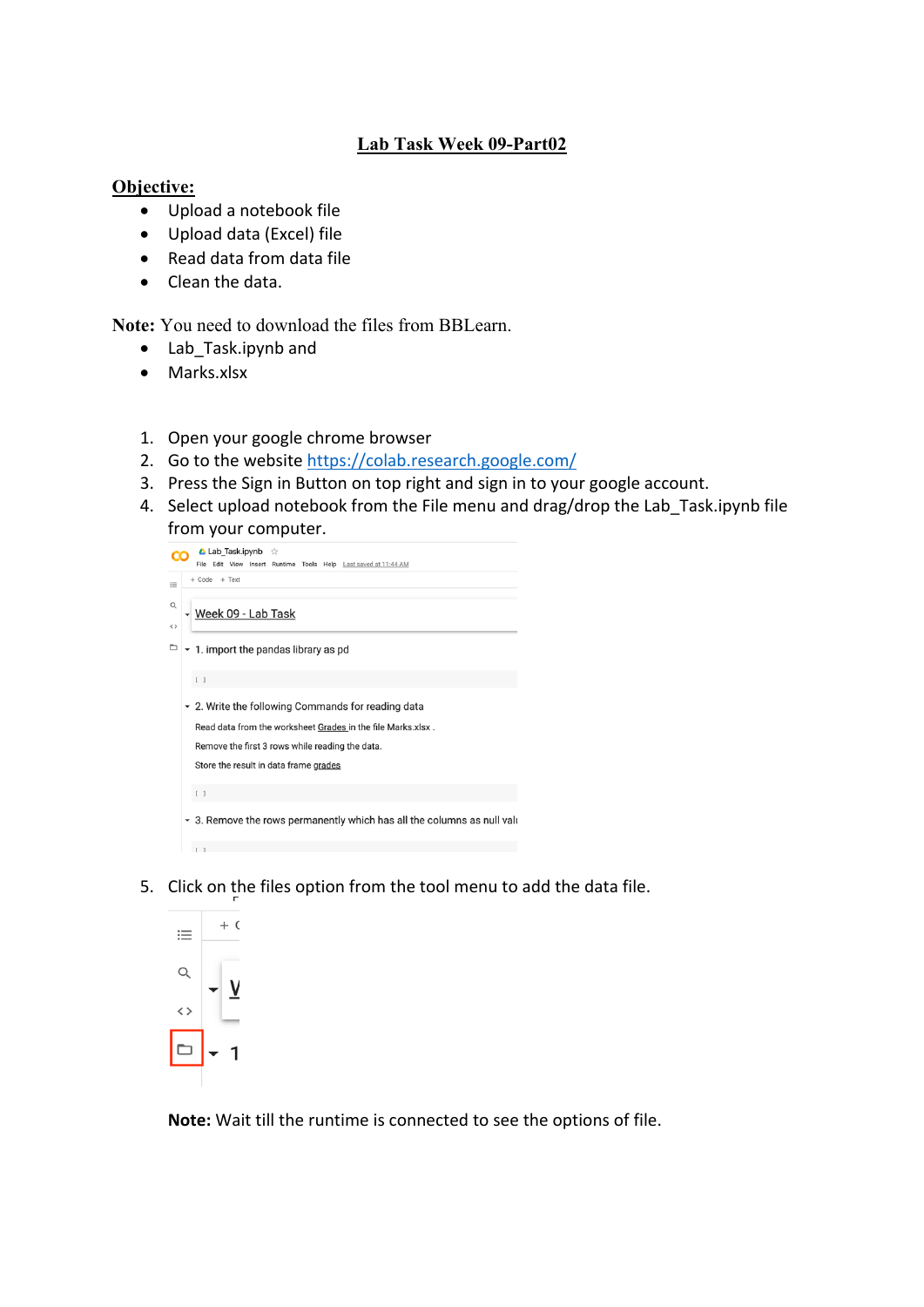# Lab Task Week 09-Part02

**Objective:**

- Upload a notebook file
- Upload data (Excel) file
- Read data from data file
- Clean the data.

**Note:** You need to download the files from BBLearn.

- Lab_Task.ipynb and
- Marks.xlsx

1. Open your google chrome browser
2. Go to the website https://colab.research.google.com/
3. Press the Sign in Button on top right and sign in to your google account.
4. Select upload notebook from the File menu and drag/drop the Lab_Task.ipynb file from your computer.
5. Click on the files option from the tool menu to add the data file.

**Note:** Wait till the runtime is connected to see the options of file.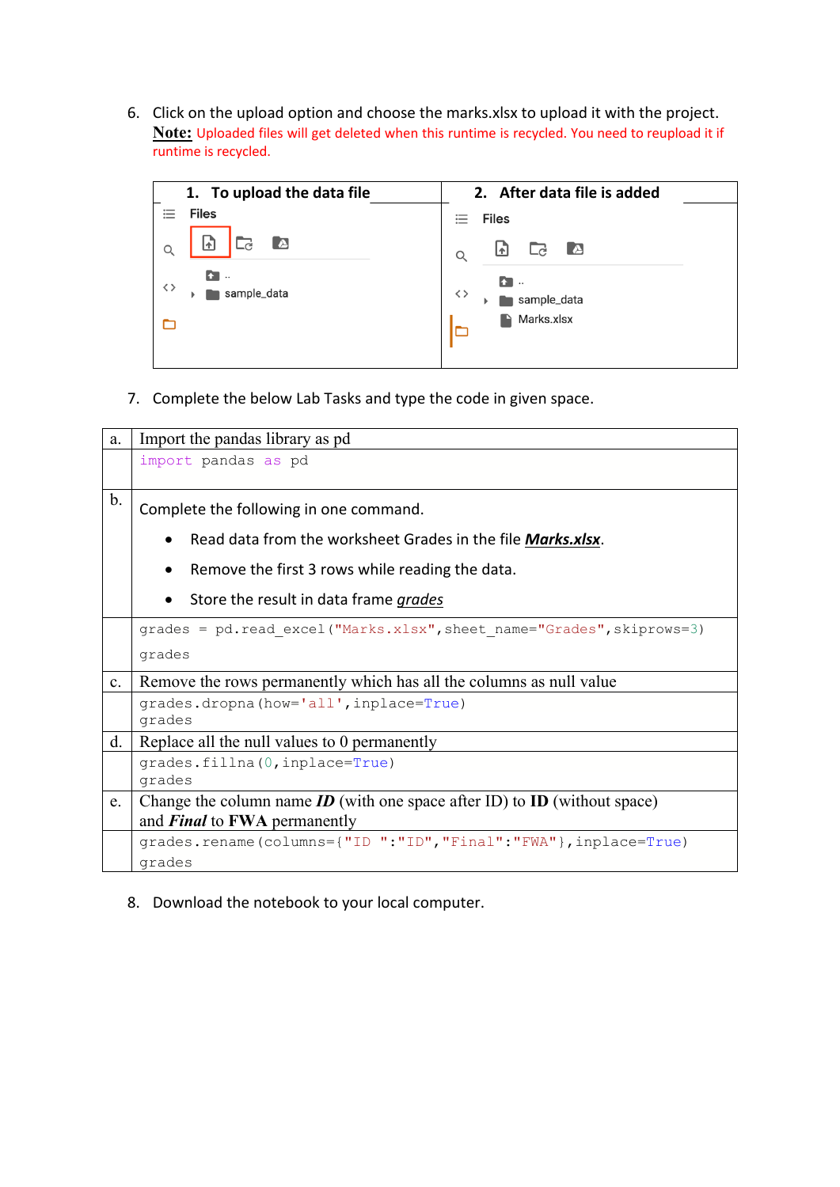6. Click on the upload option and choose the marks.xlsx to upload it with the project.
   **Note:** Uploaded files will get deleted when this runtime is recycled. You need to reupload it if runtime is recycled.

| 1. To upload the data file | 2. After data file is added |
|---|---|
| Files<br>..<br>sample_data | Files<br>..<br>sample_data<br>Marks.xlsx |

7. Complete the below Lab Tasks and type the code in given space.

| | |
|---|---|
| a. | Import the pandas library as pd |
| | `import pandas as pd` |
| b. | Complete the following in one command.<br>• Read data from the worksheet Grades in the file ***Marks.xlsx***.<br>• Remove the first 3 rows while reading the data.<br>• Store the result in data frame *grades* |
| | `grades = pd.read_excel("Marks.xlsx",sheet_name="Grades",skiprows=3)`<br>`grades` |
| c. | Remove the rows permanently which has all the columns as null value |
| | `grades.dropna(how='all',inplace=True)`<br>`grades` |
| d. | Replace all the null values to 0 permanently |
| | `grades.fillna(0,inplace=True)`<br>`grades` |
| e. | Change the column name ***ID*** (with one space after ID) to **ID** (without space) and ***Final*** to **FWA** permanently |
| | `grades.rename(columns={"ID ":"ID","Final":"FWA"},inplace=True)`<br>`grades` |

8. Download the notebook to your local computer.